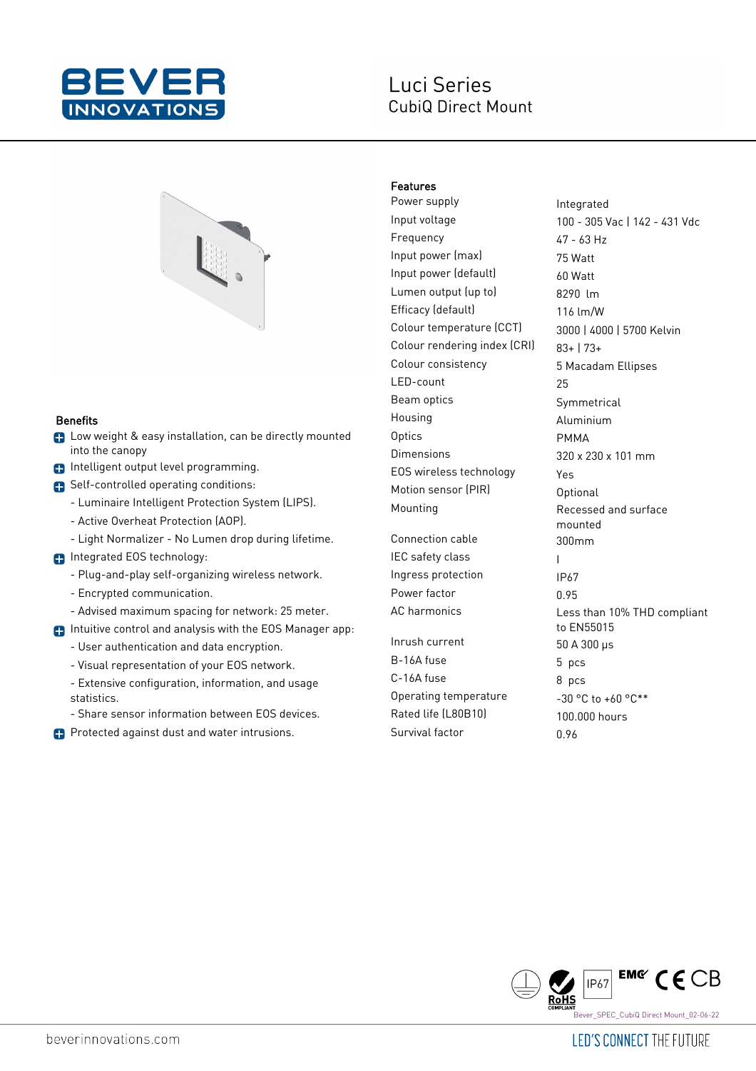# Luci Series

## CubiQ Direct Mount

### Features

| | |
|---|---|
| Power supply | Integrated |
| Input voltage | 100 - 305 Vac \| 142 - 431 Vdc |
| Frequency | 47 - 63 Hz |
| Input power (max) | 75 Watt |
| Input power (default) | 60 Watt |
| Lumen output (up to) | 8290 lm |
| Efficacy (default) | 116 lm/W |
| Colour temperature (CCT) | 3000 \| 4000 \| 5700 Kelvin |
| Colour rendering index (CRI) | 83+ \| 73+ |
| Colour consistency | 5 Macadam Ellipses |
| LED-count | 25 |
| Beam optics | Symmetrical |
| Housing | Aluminium |
| Optics | PMMA |
| Dimensions | 320 x 230 x 101 mm |
| EOS wireless technology | Yes |
| Motion sensor (PIR) | Optional |
| Mounting | Recessed and surface mounted |
| Connection cable | 300mm |
| IEC safety class | I |
| Ingress protection | IP67 |
| Power factor | 0.95 |
| AC harmonics | Less than 10% THD compliant to EN55015 |
| Inrush current | 50 A 300 μs |
| B-16A fuse | 5 pcs |
| C-16A fuse | 8 pcs |
| Operating temperature | -30 °C to +60 °C** |
| Rated life (L80B10) | 100.000 hours |
| Survival factor | 0.96 |

### Benefits

- Low weight & easy installation, can be directly mounted into the canopy
- Intelligent output level programming.
- Self-controlled operating conditions:
  - Luminaire Intelligent Protection System (LIPS).
  - Active Overheat Protection (AOP).
  - Light Normalizer - No Lumen drop during lifetime.
- Integrated EOS technology:
  - Plug-and-play self-organizing wireless network.
  - Encrypted communication.
  - Advised maximum spacing for network: 25 meter.
- Intuitive control and analysis with the EOS Manager app:
  - User authentication and data encryption.
  - Visual representation of your EOS network.
  - Extensive configuration, information, and usage statistics.
  - Share sensor information between EOS devices.
- Protected against dust and water intrusions.

IP67 EMC CE CB RoHS COMPLIANT

Bever_SPEC_CubiQ Direct Mount_02-06-22

beverinnovations.com

LED'S CONNECT THE FUTURE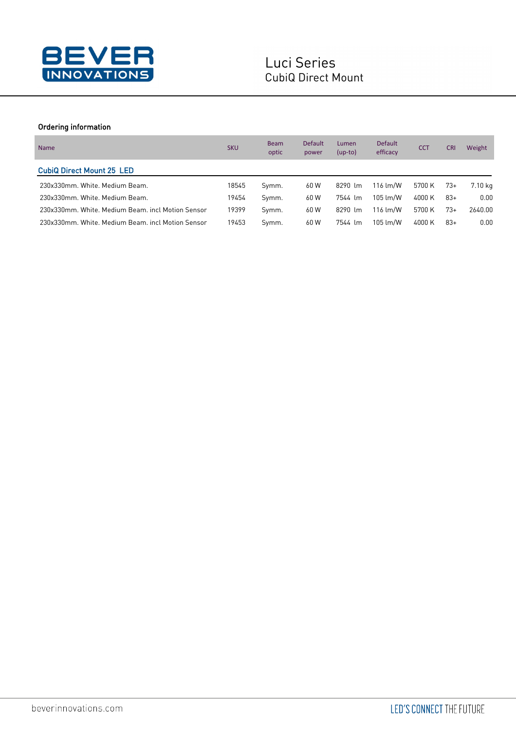# Luci Series
## CubiQ Direct Mount

### Ordering information

| Name | SKU | Beam optic | Default power | Lumen (up-to) | Default efficacy | CCT | CRI | Weight |
|---|---|---|---|---|---|---|---|---|
| **CubiQ Direct Mount 25 LED** | | | | | | | | |
| 230x330mm. White. Medium Beam. | 18545 | Symm. | 60 W | 8290 lm | 116 lm/W | 5700 K | 73+ | 7.10 kg |
| 230x330mm. White. Medium Beam. | 19454 | Symm. | 60 W | 7544 lm | 105 lm/W | 4000 K | 83+ | 0.00 |
| 230x330mm. White. Medium Beam. incl Motion Sensor | 19399 | Symm. | 60 W | 8290 lm | 116 lm/W | 5700 K | 73+ | 2640.00 |
| 230x330mm. White. Medium Beam. incl Motion Sensor | 19453 | Symm. | 60 W | 7544 lm | 105 lm/W | 4000 K | 83+ | 0.00 |